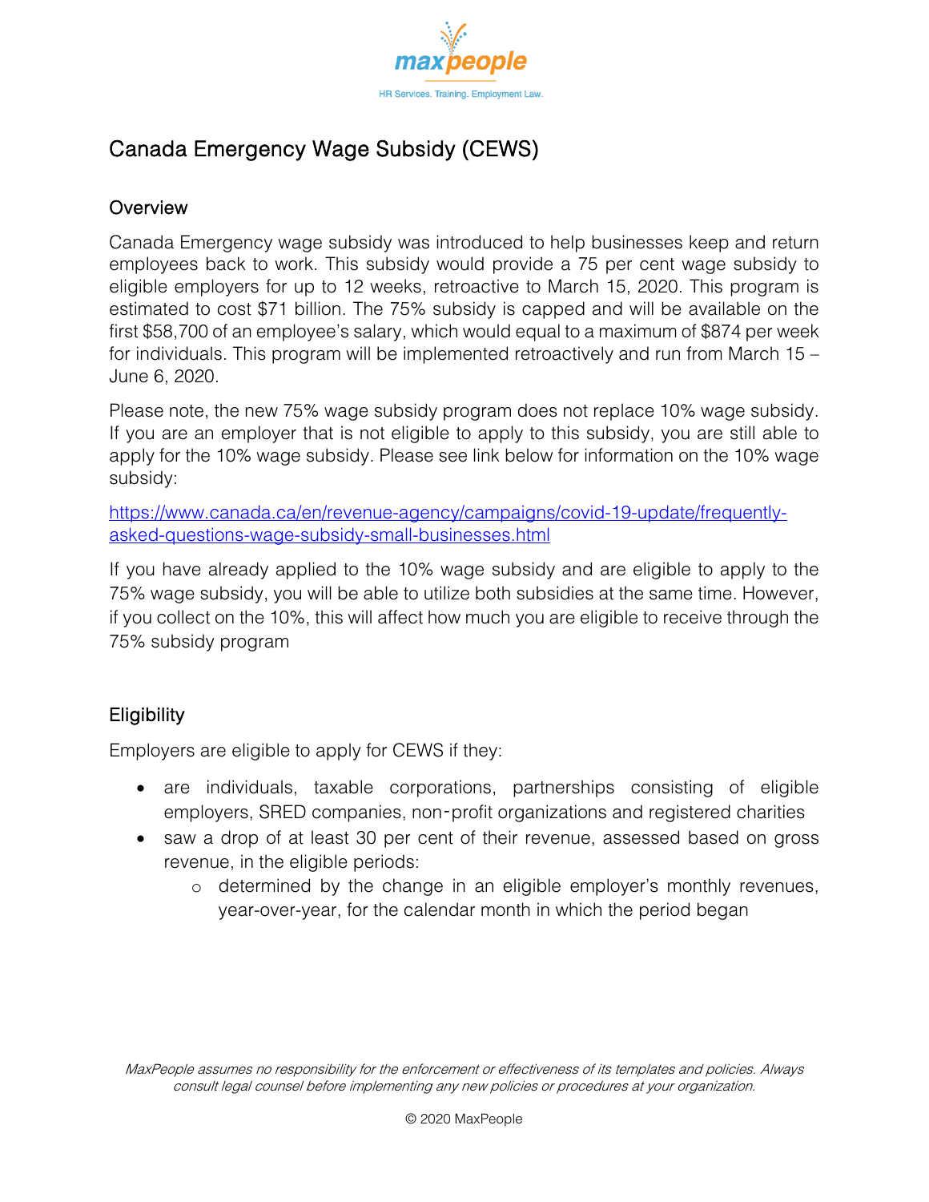# Canada Emergency Wage Subsidy (CEWS)

## Overview

Canada Emergency wage subsidy was introduced to help businesses keep and return employees back to work. This subsidy would provide a 75 per cent wage subsidy to eligible employers for up to 12 weeks, retroactive to March 15, 2020. This program is estimated to cost $71 billion. The 75% subsidy is capped and will be available on the first $58,700 of an employee's salary, which would equal to a maximum of $874 per week for individuals. This program will be implemented retroactively and run from March 15 – June 6, 2020.

Please note, the new 75% wage subsidy program does not replace 10% wage subsidy. If you are an employer that is not eligible to apply to this subsidy, you are still able to apply for the 10% wage subsidy. Please see link below for information on the 10% wage subsidy:

[https://www.canada.ca/en/revenue-agency/campaigns/covid-19-update/frequently-asked-questions-wage-subsidy-small-businesses.html](https://www.canada.ca/en/revenue-agency/campaigns/covid-19-update/frequently-asked-questions-wage-subsidy-small-businesses.html)

If you have already applied to the 10% wage subsidy and are eligible to apply to the 75% wage subsidy, you will be able to utilize both subsidies at the same time. However, if you collect on the 10%, this will affect how much you are eligible to receive through the 75% subsidy program

## Eligibility

Employers are eligible to apply for CEWS if they:

- are individuals, taxable corporations, partnerships consisting of eligible employers, SRED companies, non-profit organizations and registered charities
- saw a drop of at least 30 per cent of their revenue, assessed based on gross revenue, in the eligible periods:
  - determined by the change in an eligible employer's monthly revenues, year-over-year, for the calendar month in which the period began

*MaxPeople assumes no responsibility for the enforcement or effectiveness of its templates and policies. Always consult legal counsel before implementing any new policies or procedures at your organization.*

© 2020 MaxPeople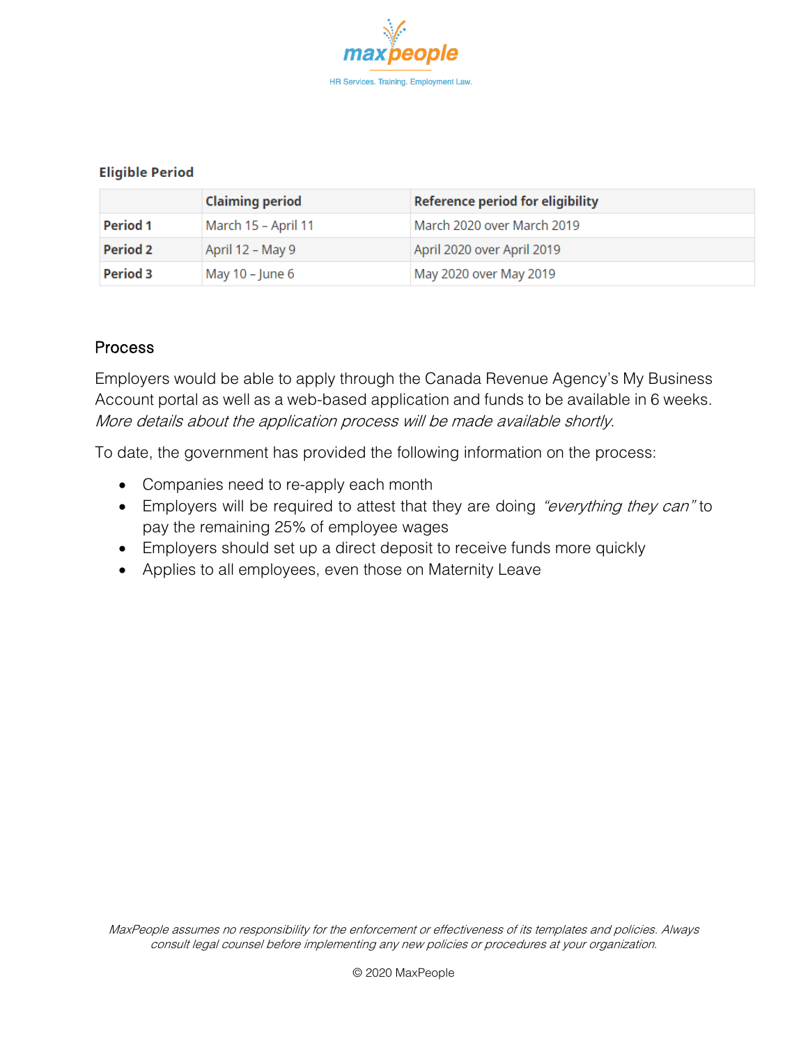### Eligible Period

| | Claiming period | Reference period for eligibility |
|---|---|---|
| **Period 1** | March 15 – April 11 | March 2020 over March 2019 |
| **Period 2** | April 12 – May 9 | April 2020 over April 2019 |
| **Period 3** | May 10 – June 6 | May 2020 over May 2019 |

## Process

Employers would be able to apply through the Canada Revenue Agency's My Business Account portal as well as a web-based application and funds to be available in 6 weeks. *More details about the application process will be made available shortly.*

To date, the government has provided the following information on the process:

- Companies need to re-apply each month
- Employers will be required to attest that they are doing *"everything they can"* to pay the remaining 25% of employee wages
- Employers should set up a direct deposit to receive funds more quickly
- Applies to all employees, even those on Maternity Leave

*MaxPeople assumes no responsibility for the enforcement or effectiveness of its templates and policies. Always consult legal counsel before implementing any new policies or procedures at your organization.*

© 2020 MaxPeople